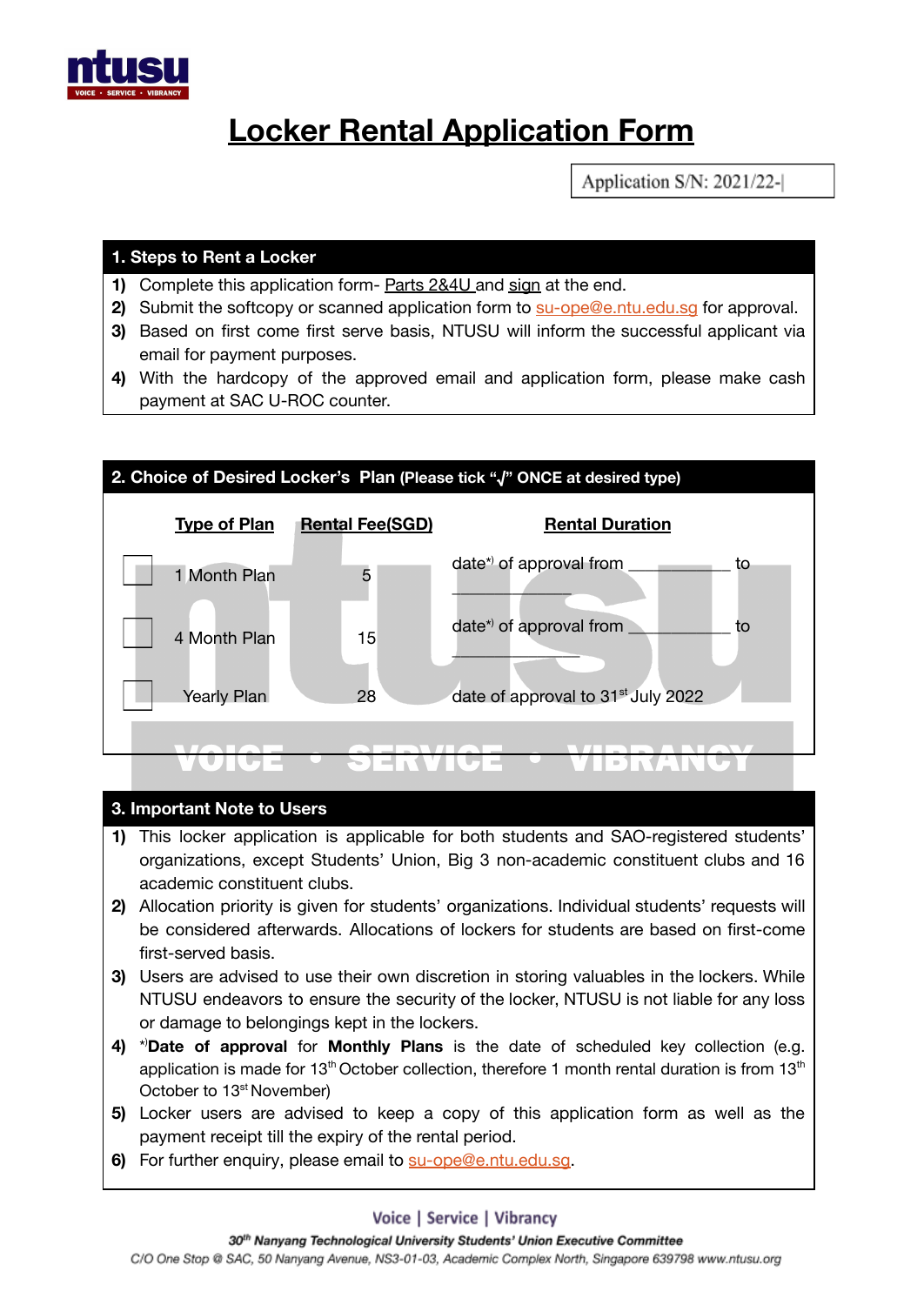# Locker Rental Application Form

Application S/N: 2021/22-

## 1. Steps to Rent a Locker

1) Complete this application form- Parts 2&4U and sign at the end.
2) Submit the softcopy or scanned application form to su-ope@e.ntu.edu.sg for approval.
3) Based on first come first serve basis, NTUSU will inform the successful applicant via email for payment purposes.
4) With the hardcopy of the approved email and application form, please make cash payment at SAC U-ROC counter.

## 2. Choice of Desired Locker's Plan (Please tick "√" ONCE at desired type)

| | Type of Plan | Rental Fee(SGD) | Rental Duration |
|---|---|---|---|
| ☐ | 1 Month Plan | 5 | date*) of approval from __________ to __________ |
| ☐ | 4 Month Plan | 15 | date*) of approval from __________ to __________ |
| ☐ | Yearly Plan | 28 | date of approval to 31st July 2022 |

## 3. Important Note to Users

1) This locker application is applicable for both students and SAO-registered students' organizations, except Students' Union, Big 3 non-academic constituent clubs and 16 academic constituent clubs.
2) Allocation priority is given for students' organizations. Individual students' requests will be considered afterwards. Allocations of lockers for students are based on first-come first-served basis.
3) Users are advised to use their own discretion in storing valuables in the lockers. While NTUSU endeavors to ensure the security of the locker, NTUSU is not liable for any loss or damage to belongings kept in the lockers.
4) *)**Date of approval** for **Monthly Plans** is the date of scheduled key collection (e.g. application is made for 13th October collection, therefore 1 month rental duration is from 13th October to 13st November)
5) Locker users are advised to keep a copy of this application form as well as the payment receipt till the expiry of the rental period.
6) For further enquiry, please email to su-ope@e.ntu.edu.sg.

Voice | Service | Vibrancy

*30th Nanyang Technological University Students' Union Executive Committee*

*C/O One Stop @ SAC, 50 Nanyang Avenue, NS3-01-03, Academic Complex North, Singapore 639798 www.ntusu.org*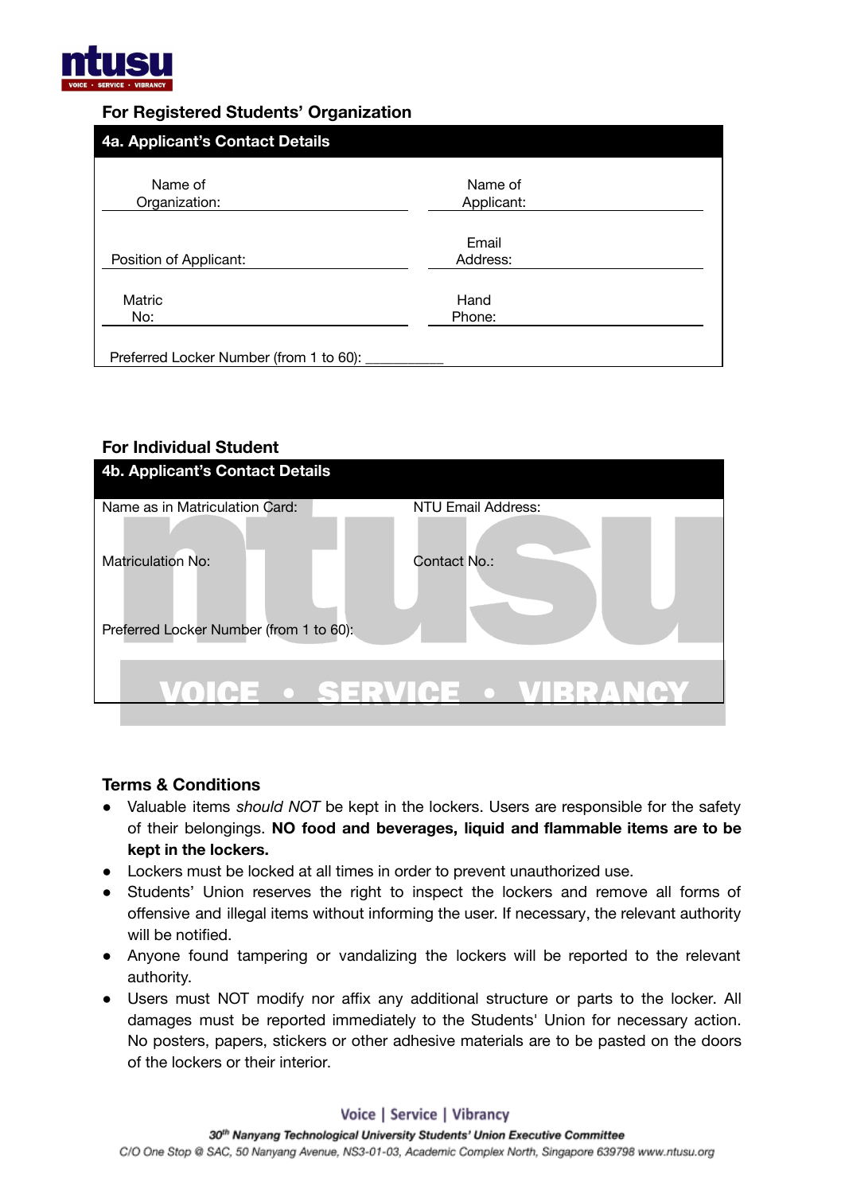## For Registered Students' Organization

| 4a. Applicant's Contact Details | |
|---|---|
| Name of Organization: | Name of Applicant: |
| Position of Applicant: | Email Address: |
| Matric No: | Hand Phone: |
| Preferred Locker Number (from 1 to 60): ___________ | |

## For Individual Student

| 4b. Applicant's Contact Details | |
|---|---|
| Name as in Matriculation Card: | NTU Email Address: |
| Matriculation No: | Contact No.: |
| Preferred Locker Number (from 1 to 60): | |

## Terms & Conditions

- Valuable items *should NOT* be kept in the lockers. Users are responsible for the safety of their belongings. **NO food and beverages, liquid and flammable items are to be kept in the lockers.**
- Lockers must be locked at all times in order to prevent unauthorized use.
- Students' Union reserves the right to inspect the lockers and remove all forms of offensive and illegal items without informing the user. If necessary, the relevant authority will be notified.
- Anyone found tampering or vandalizing the lockers will be reported to the relevant authority.
- Users must NOT modify nor affix any additional structure or parts to the locker. All damages must be reported immediately to the Students' Union for necessary action. No posters, papers, stickers or other adhesive materials are to be pasted on the doors of the lockers or their interior.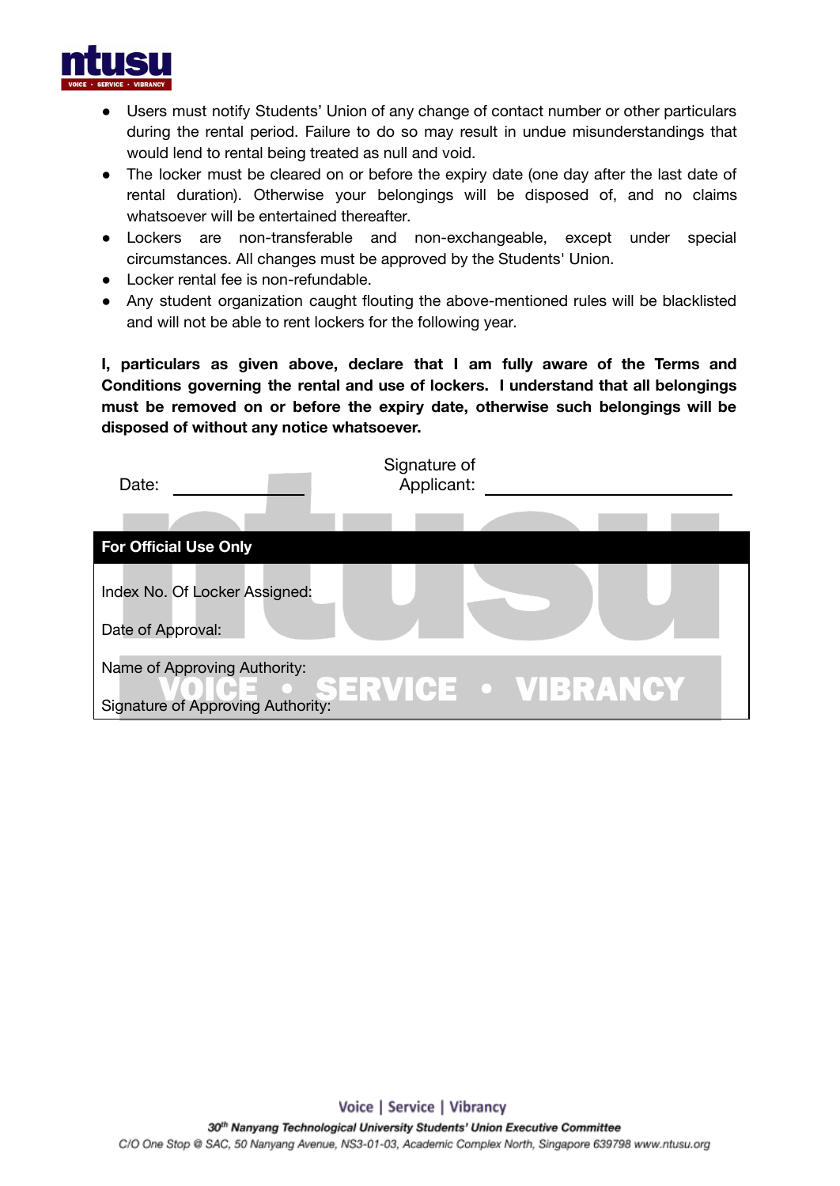- Users must notify Students' Union of any change of contact number or other particulars during the rental period. Failure to do so may result in undue misunderstandings that would lend to rental being treated as null and void.
- The locker must be cleared on or before the expiry date (one day after the last date of rental duration). Otherwise your belongings will be disposed of, and no claims whatsoever will be entertained thereafter.
- Lockers are non-transferable and non-exchangeable, except under special circumstances. All changes must be approved by the Students' Union.
- Locker rental fee is non-refundable.
- Any student organization caught flouting the above-mentioned rules will be blacklisted and will not be able to rent lockers for the following year.

**I, particulars as given above, declare that I am fully aware of the Terms and Conditions governing the rental and use of lockers. I understand that all belongings must be removed on or before the expiry date, otherwise such belongings will be disposed of without any notice whatsoever.**

Date: ______________ Signature of Applicant: ______________________________

| **For Official Use Only** |
|---|
| Index No. Of Locker Assigned: |
| Date of Approval: |
| Name of Approving Authority: |
| Signature of Approving Authority: |